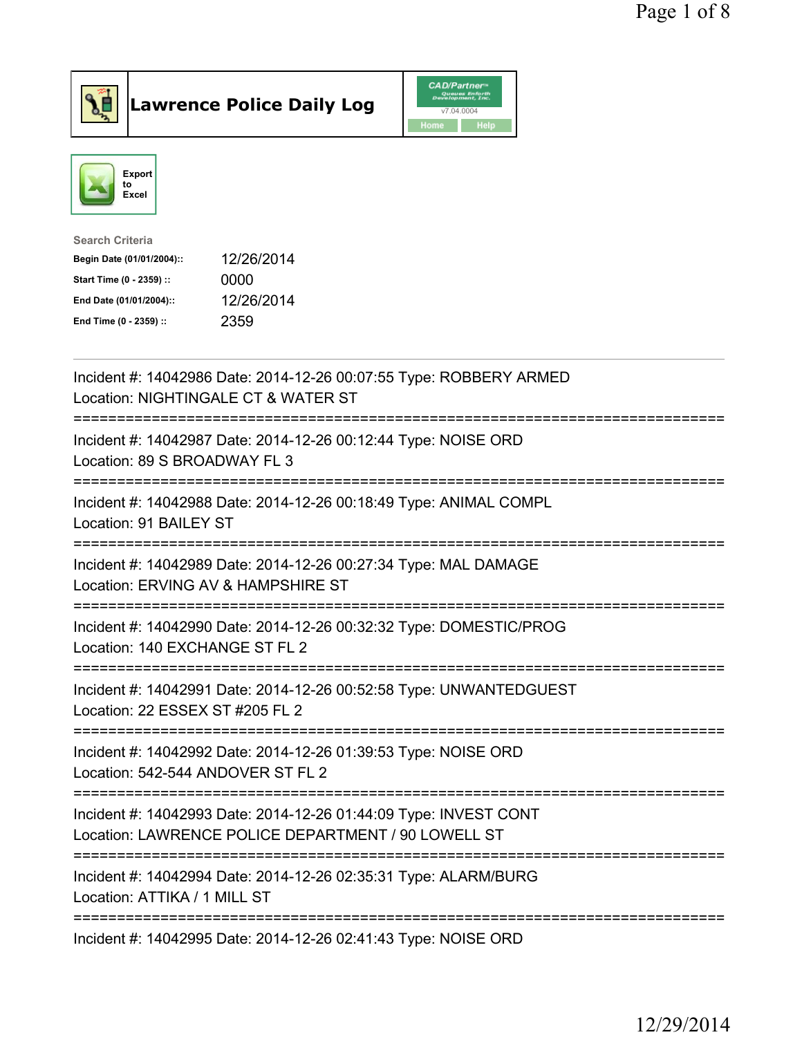# Lawrence Police Daily Log

Export to Excel

Search Criteria

| | |
|---|---|
| **Begin Date (01/01/2004)::** | 12/26/2014 |
| **Start Time (0 - 2359) ::** | 0000 |
| **End Date (01/01/2004)::** | 12/26/2014 |
| **End Time (0 - 2359) ::** | 2359 |

---

Incident #: 14042986 Date: 2014-12-26 00:07:55 Type: ROBBERY ARMED
Location: NIGHTINGALE CT & WATER ST

===========================================================================

Incident #: 14042987 Date: 2014-12-26 00:12:44 Type: NOISE ORD
Location: 89 S BROADWAY FL 3

===========================================================================

Incident #: 14042988 Date: 2014-12-26 00:18:49 Type: ANIMAL COMPL
Location: 91 BAILEY ST

===========================================================================

Incident #: 14042989 Date: 2014-12-26 00:27:34 Type: MAL DAMAGE
Location: ERVING AV & HAMPSHIRE ST

===========================================================================

Incident #: 14042990 Date: 2014-12-26 00:32:32 Type: DOMESTIC/PROG
Location: 140 EXCHANGE ST FL 2

===========================================================================

Incident #: 14042991 Date: 2014-12-26 00:52:58 Type: UNWANTEDGUEST
Location: 22 ESSEX ST #205 FL 2

===========================================================================

Incident #: 14042992 Date: 2014-12-26 01:39:53 Type: NOISE ORD
Location: 542-544 ANDOVER ST FL 2

===========================================================================

Incident #: 14042993 Date: 2014-12-26 01:44:09 Type: INVEST CONT
Location: LAWRENCE POLICE DEPARTMENT / 90 LOWELL ST

===========================================================================

Incident #: 14042994 Date: 2014-12-26 02:35:31 Type: ALARM/BURG
Location: ATTIKA / 1 MILL ST

===========================================================================

Incident #: 14042995 Date: 2014-12-26 02:41:43 Type: NOISE ORD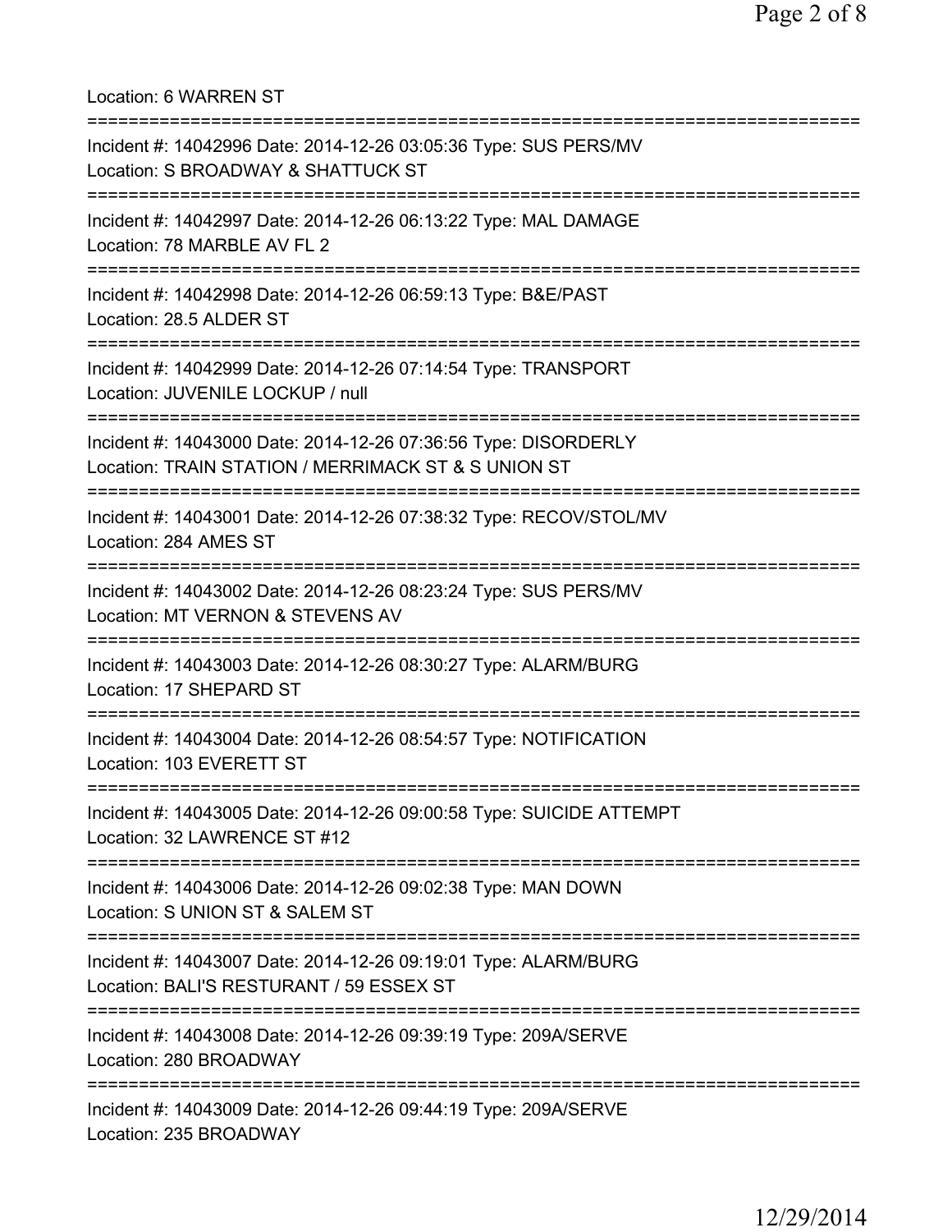Location: 6 WARREN ST

===========================================================================

Incident #: 14042996 Date: 2014-12-26 03:05:36 Type: SUS PERS/MV
Location: S BROADWAY & SHATTUCK ST

===========================================================================

Incident #: 14042997 Date: 2014-12-26 06:13:22 Type: MAL DAMAGE
Location: 78 MARBLE AV FL 2

===========================================================================

Incident #: 14042998 Date: 2014-12-26 06:59:13 Type: B&E/PAST
Location: 28.5 ALDER ST

===========================================================================

Incident #: 14042999 Date: 2014-12-26 07:14:54 Type: TRANSPORT
Location: JUVENILE LOCKUP / null

===========================================================================

Incident #: 14043000 Date: 2014-12-26 07:36:56 Type: DISORDERLY
Location: TRAIN STATION / MERRIMACK ST & S UNION ST

===========================================================================

Incident #: 14043001 Date: 2014-12-26 07:38:32 Type: RECOV/STOL/MV
Location: 284 AMES ST

===========================================================================

Incident #: 14043002 Date: 2014-12-26 08:23:24 Type: SUS PERS/MV
Location: MT VERNON & STEVENS AV

===========================================================================

Incident #: 14043003 Date: 2014-12-26 08:30:27 Type: ALARM/BURG
Location: 17 SHEPARD ST

===========================================================================

Incident #: 14043004 Date: 2014-12-26 08:54:57 Type: NOTIFICATION
Location: 103 EVERETT ST

===========================================================================

Incident #: 14043005 Date: 2014-12-26 09:00:58 Type: SUICIDE ATTEMPT
Location: 32 LAWRENCE ST #12

===========================================================================

Incident #: 14043006 Date: 2014-12-26 09:02:38 Type: MAN DOWN
Location: S UNION ST & SALEM ST

===========================================================================

Incident #: 14043007 Date: 2014-12-26 09:19:01 Type: ALARM/BURG
Location: BALI'S RESTURANT / 59 ESSEX ST

===========================================================================

Incident #: 14043008 Date: 2014-12-26 09:39:19 Type: 209A/SERVE
Location: 280 BROADWAY

===========================================================================

Incident #: 14043009 Date: 2014-12-26 09:44:19 Type: 209A/SERVE
Location: 235 BROADWAY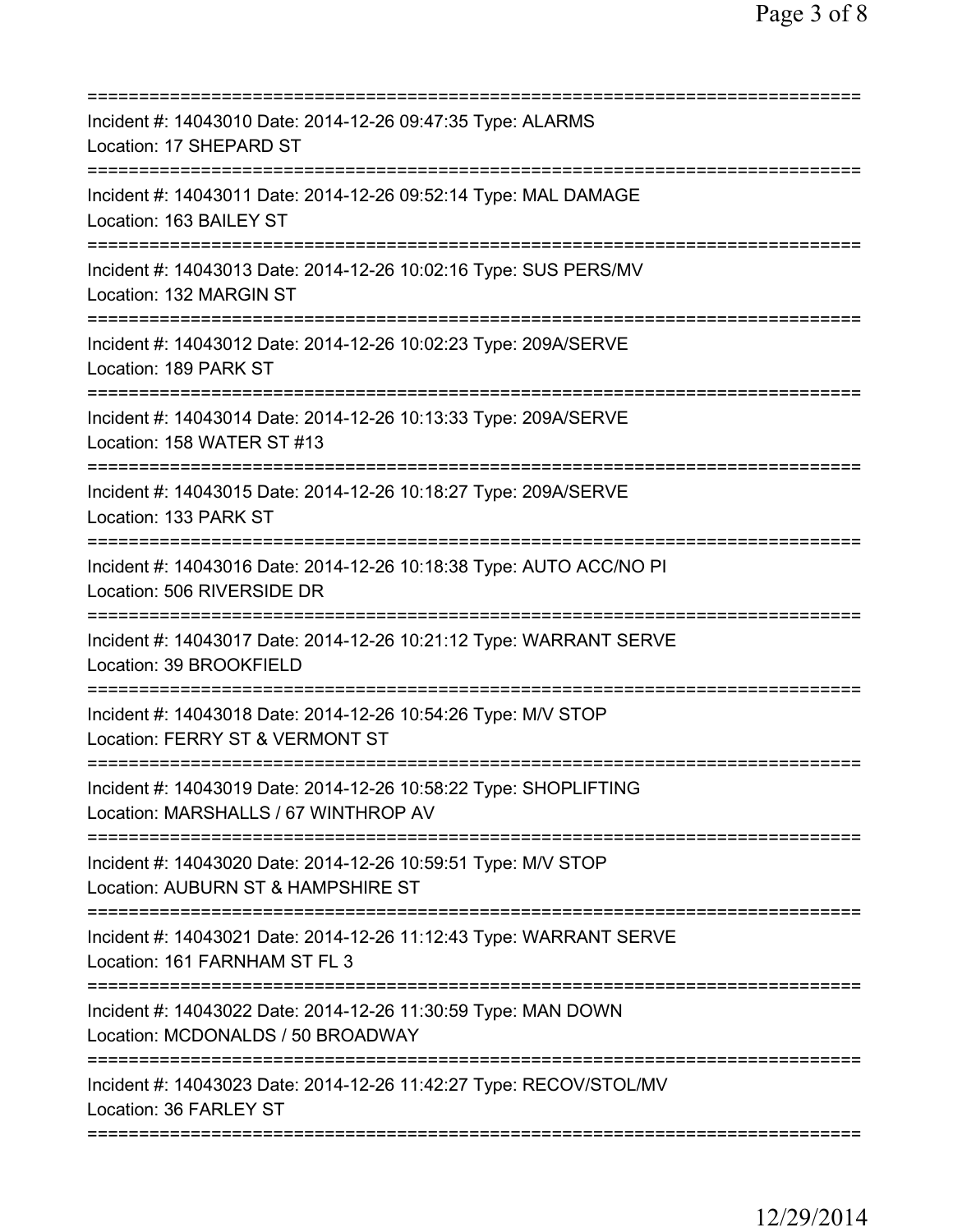===========================================================================
Incident #: 14043010 Date: 2014-12-26 09:47:35 Type: ALARMS
Location: 17 SHEPARD ST
===========================================================================
Incident #: 14043011 Date: 2014-12-26 09:52:14 Type: MAL DAMAGE
Location: 163 BAILEY ST
===========================================================================
Incident #: 14043013 Date: 2014-12-26 10:02:16 Type: SUS PERS/MV
Location: 132 MARGIN ST
===========================================================================
Incident #: 14043012 Date: 2014-12-26 10:02:23 Type: 209A/SERVE
Location: 189 PARK ST
===========================================================================
Incident #: 14043014 Date: 2014-12-26 10:13:33 Type: 209A/SERVE
Location: 158 WATER ST #13
===========================================================================
Incident #: 14043015 Date: 2014-12-26 10:18:27 Type: 209A/SERVE
Location: 133 PARK ST
===========================================================================
Incident #: 14043016 Date: 2014-12-26 10:18:38 Type: AUTO ACC/NO PI
Location: 506 RIVERSIDE DR
===========================================================================
Incident #: 14043017 Date: 2014-12-26 10:21:12 Type: WARRANT SERVE
Location: 39 BROOKFIELD
===========================================================================
Incident #: 14043018 Date: 2014-12-26 10:54:26 Type: M/V STOP
Location: FERRY ST & VERMONT ST
===========================================================================
Incident #: 14043019 Date: 2014-12-26 10:58:22 Type: SHOPLIFTING
Location: MARSHALLS / 67 WINTHROP AV
===========================================================================
Incident #: 14043020 Date: 2014-12-26 10:59:51 Type: M/V STOP
Location: AUBURN ST & HAMPSHIRE ST
===========================================================================
Incident #: 14043021 Date: 2014-12-26 11:12:43 Type: WARRANT SERVE
Location: 161 FARNHAM ST FL 3
===========================================================================
Incident #: 14043022 Date: 2014-12-26 11:30:59 Type: MAN DOWN
Location: MCDONALDS / 50 BROADWAY
===========================================================================
Incident #: 14043023 Date: 2014-12-26 11:42:27 Type: RECOV/STOL/MV
Location: 36 FARLEY ST
===========================================================================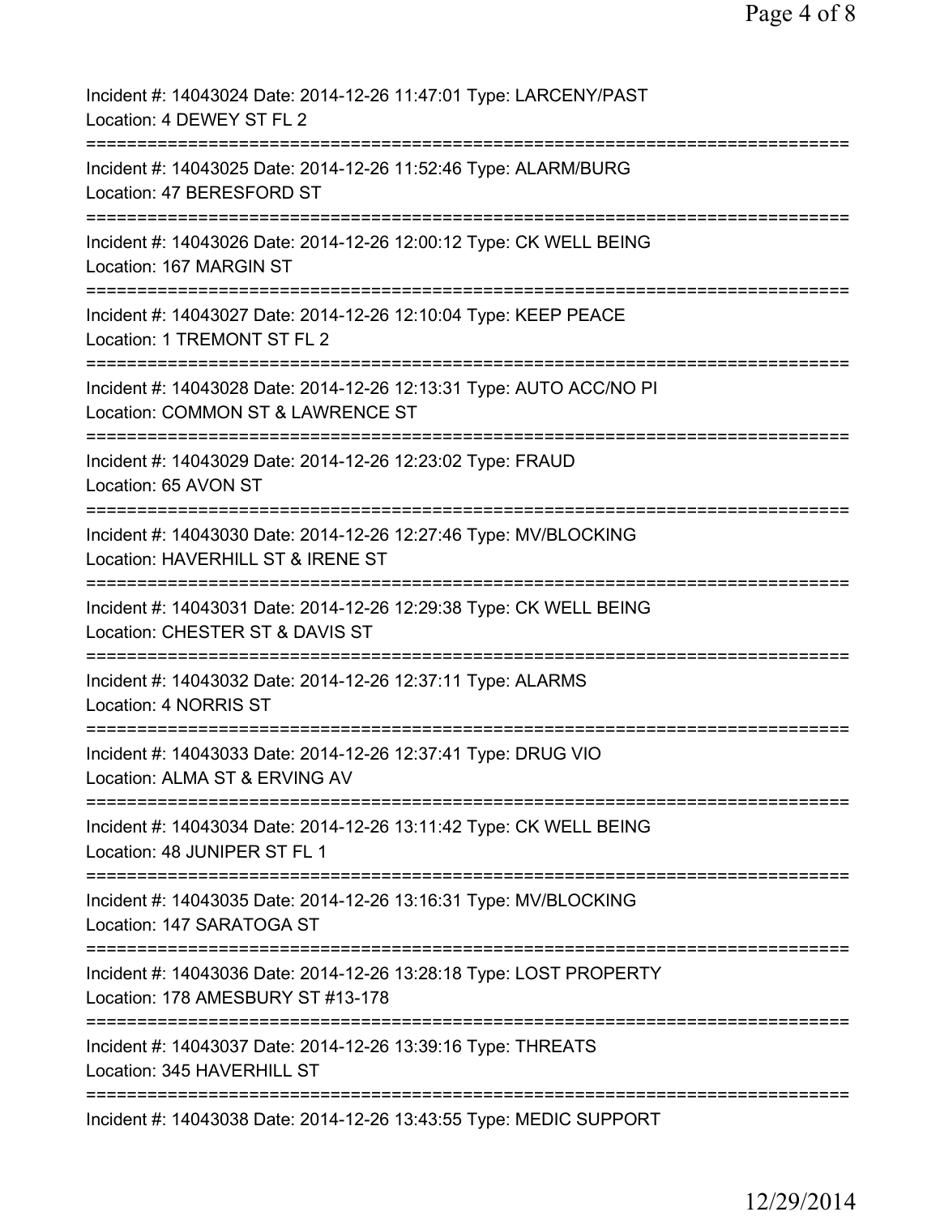Incident #: 14043024 Date: 2014-12-26 11:47:01 Type: LARCENY/PAST
Location: 4 DEWEY ST FL 2

===========================================================================

Incident #: 14043025 Date: 2014-12-26 11:52:46 Type: ALARM/BURG
Location: 47 BERESFORD ST

===========================================================================

Incident #: 14043026 Date: 2014-12-26 12:00:12 Type: CK WELL BEING
Location: 167 MARGIN ST

===========================================================================

Incident #: 14043027 Date: 2014-12-26 12:10:04 Type: KEEP PEACE
Location: 1 TREMONT ST FL 2

===========================================================================

Incident #: 14043028 Date: 2014-12-26 12:13:31 Type: AUTO ACC/NO PI
Location: COMMON ST & LAWRENCE ST

===========================================================================

Incident #: 14043029 Date: 2014-12-26 12:23:02 Type: FRAUD
Location: 65 AVON ST

===========================================================================

Incident #: 14043030 Date: 2014-12-26 12:27:46 Type: MV/BLOCKING
Location: HAVERHILL ST & IRENE ST

===========================================================================

Incident #: 14043031 Date: 2014-12-26 12:29:38 Type: CK WELL BEING
Location: CHESTER ST & DAVIS ST

===========================================================================

Incident #: 14043032 Date: 2014-12-26 12:37:11 Type: ALARMS
Location: 4 NORRIS ST

===========================================================================

Incident #: 14043033 Date: 2014-12-26 12:37:41 Type: DRUG VIO
Location: ALMA ST & ERVING AV

===========================================================================

Incident #: 14043034 Date: 2014-12-26 13:11:42 Type: CK WELL BEING
Location: 48 JUNIPER ST FL 1

===========================================================================

Incident #: 14043035 Date: 2014-12-26 13:16:31 Type: MV/BLOCKING
Location: 147 SARATOGA ST

===========================================================================

Incident #: 14043036 Date: 2014-12-26 13:28:18 Type: LOST PROPERTY
Location: 178 AMESBURY ST #13-178

===========================================================================

Incident #: 14043037 Date: 2014-12-26 13:39:16 Type: THREATS
Location: 345 HAVERHILL ST

===========================================================================

Incident #: 14043038 Date: 2014-12-26 13:43:55 Type: MEDIC SUPPORT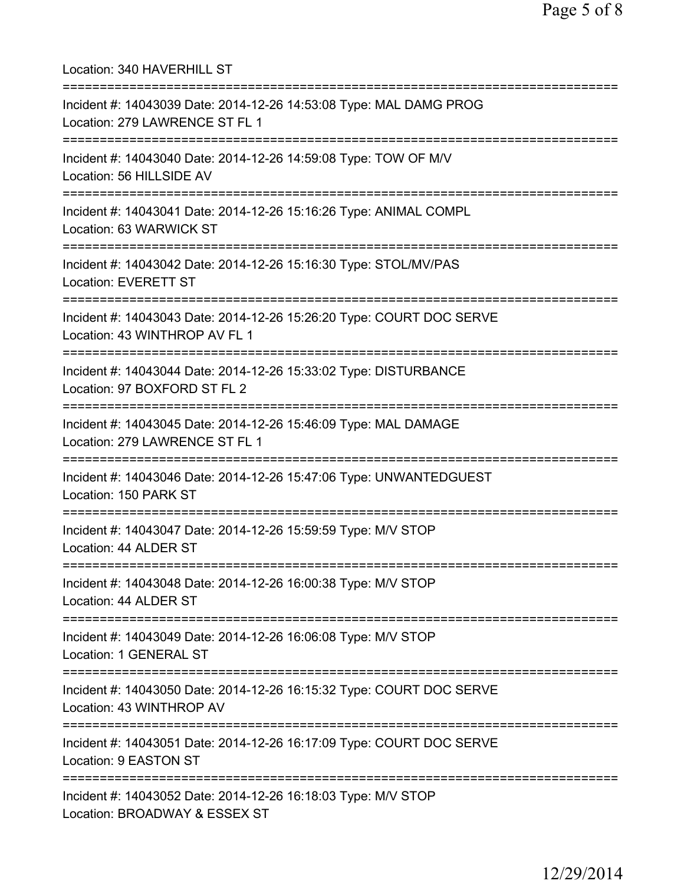Location: 340 HAVERHILL ST

===========================================================================

Incident #: 14043039 Date: 2014-12-26 14:53:08 Type: MAL DAMG PROG
Location: 279 LAWRENCE ST FL 1

===========================================================================

Incident #: 14043040 Date: 2014-12-26 14:59:08 Type: TOW OF M/V
Location: 56 HILLSIDE AV

===========================================================================

Incident #: 14043041 Date: 2014-12-26 15:16:26 Type: ANIMAL COMPL
Location: 63 WARWICK ST

===========================================================================

Incident #: 14043042 Date: 2014-12-26 15:16:30 Type: STOL/MV/PAS
Location: EVERETT ST

===========================================================================

Incident #: 14043043 Date: 2014-12-26 15:26:20 Type: COURT DOC SERVE
Location: 43 WINTHROP AV FL 1

===========================================================================

Incident #: 14043044 Date: 2014-12-26 15:33:02 Type: DISTURBANCE
Location: 97 BOXFORD ST FL 2

===========================================================================

Incident #: 14043045 Date: 2014-12-26 15:46:09 Type: MAL DAMAGE
Location: 279 LAWRENCE ST FL 1

===========================================================================

Incident #: 14043046 Date: 2014-12-26 15:47:06 Type: UNWANTEDGUEST
Location: 150 PARK ST

===========================================================================

Incident #: 14043047 Date: 2014-12-26 15:59:59 Type: M/V STOP
Location: 44 ALDER ST

===========================================================================

Incident #: 14043048 Date: 2014-12-26 16:00:38 Type: M/V STOP
Location: 44 ALDER ST

===========================================================================

Incident #: 14043049 Date: 2014-12-26 16:06:08 Type: M/V STOP
Location: 1 GENERAL ST

===========================================================================

Incident #: 14043050 Date: 2014-12-26 16:15:32 Type: COURT DOC SERVE
Location: 43 WINTHROP AV

===========================================================================

Incident #: 14043051 Date: 2014-12-26 16:17:09 Type: COURT DOC SERVE
Location: 9 EASTON ST

===========================================================================

Incident #: 14043052 Date: 2014-12-26 16:18:03 Type: M/V STOP
Location: BROADWAY & ESSEX ST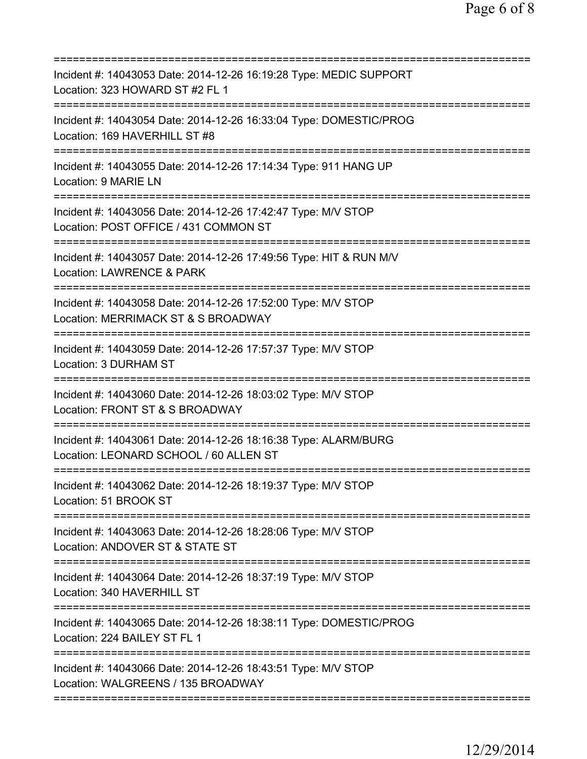===========================================================================
Incident #: 14043053 Date: 2014-12-26 16:19:28 Type: MEDIC SUPPORT
Location: 323 HOWARD ST #2 FL 1
===========================================================================
Incident #: 14043054 Date: 2014-12-26 16:33:04 Type: DOMESTIC/PROG
Location: 169 HAVERHILL ST #8
===========================================================================
Incident #: 14043055 Date: 2014-12-26 17:14:34 Type: 911 HANG UP
Location: 9 MARIE LN
===========================================================================
Incident #: 14043056 Date: 2014-12-26 17:42:47 Type: M/V STOP
Location: POST OFFICE / 431 COMMON ST
===========================================================================
Incident #: 14043057 Date: 2014-12-26 17:49:56 Type: HIT & RUN M/V
Location: LAWRENCE & PARK
===========================================================================
Incident #: 14043058 Date: 2014-12-26 17:52:00 Type: M/V STOP
Location: MERRIMACK ST & S BROADWAY
===========================================================================
Incident #: 14043059 Date: 2014-12-26 17:57:37 Type: M/V STOP
Location: 3 DURHAM ST
===========================================================================
Incident #: 14043060 Date: 2014-12-26 18:03:02 Type: M/V STOP
Location: FRONT ST & S BROADWAY
===========================================================================
Incident #: 14043061 Date: 2014-12-26 18:16:38 Type: ALARM/BURG
Location: LEONARD SCHOOL / 60 ALLEN ST
===========================================================================
Incident #: 14043062 Date: 2014-12-26 18:19:37 Type: M/V STOP
Location: 51 BROOK ST
===========================================================================
Incident #: 14043063 Date: 2014-12-26 18:28:06 Type: M/V STOP
Location: ANDOVER ST & STATE ST
===========================================================================
Incident #: 14043064 Date: 2014-12-26 18:37:19 Type: M/V STOP
Location: 340 HAVERHILL ST
===========================================================================
Incident #: 14043065 Date: 2014-12-26 18:38:11 Type: DOMESTIC/PROG
Location: 224 BAILEY ST FL 1
===========================================================================
Incident #: 14043066 Date: 2014-12-26 18:43:51 Type: M/V STOP
Location: WALGREENS / 135 BROADWAY
===========================================================================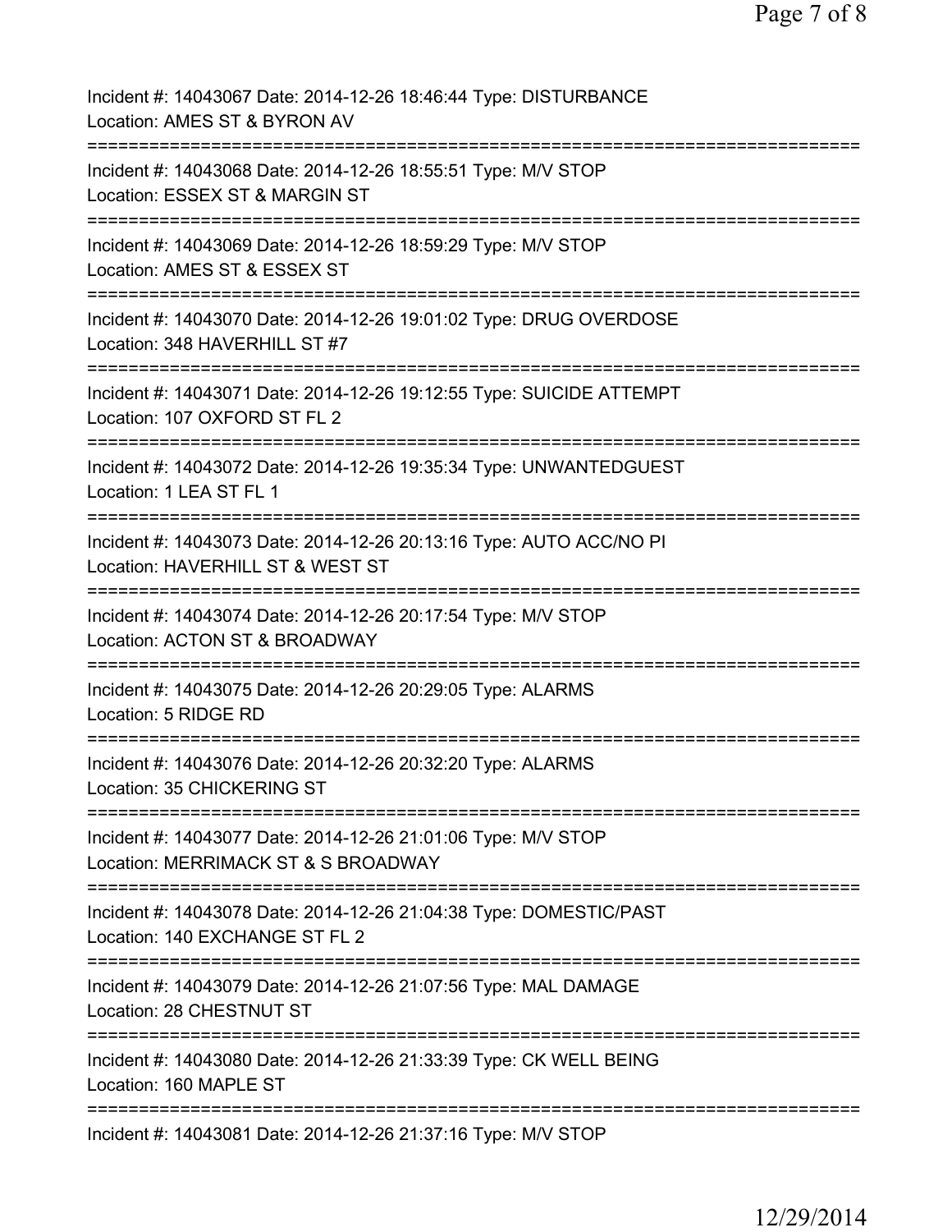Incident #: 14043067 Date: 2014-12-26 18:46:44 Type: DISTURBANCE
Location: AMES ST & BYRON AV

===========================================================================

Incident #: 14043068 Date: 2014-12-26 18:55:51 Type: M/V STOP
Location: ESSEX ST & MARGIN ST

===========================================================================

Incident #: 14043069 Date: 2014-12-26 18:59:29 Type: M/V STOP
Location: AMES ST & ESSEX ST

===========================================================================

Incident #: 14043070 Date: 2014-12-26 19:01:02 Type: DRUG OVERDOSE
Location: 348 HAVERHILL ST #7

===========================================================================

Incident #: 14043071 Date: 2014-12-26 19:12:55 Type: SUICIDE ATTEMPT
Location: 107 OXFORD ST FL 2

===========================================================================

Incident #: 14043072 Date: 2014-12-26 19:35:34 Type: UNWANTEDGUEST
Location: 1 LEA ST FL 1

===========================================================================

Incident #: 14043073 Date: 2014-12-26 20:13:16 Type: AUTO ACC/NO PI
Location: HAVERHILL ST & WEST ST

===========================================================================

Incident #: 14043074 Date: 2014-12-26 20:17:54 Type: M/V STOP
Location: ACTON ST & BROADWAY

===========================================================================

Incident #: 14043075 Date: 2014-12-26 20:29:05 Type: ALARMS
Location: 5 RIDGE RD

===========================================================================

Incident #: 14043076 Date: 2014-12-26 20:32:20 Type: ALARMS
Location: 35 CHICKERING ST

===========================================================================

Incident #: 14043077 Date: 2014-12-26 21:01:06 Type: M/V STOP
Location: MERRIMACK ST & S BROADWAY

===========================================================================

Incident #: 14043078 Date: 2014-12-26 21:04:38 Type: DOMESTIC/PAST
Location: 140 EXCHANGE ST FL 2

===========================================================================

Incident #: 14043079 Date: 2014-12-26 21:07:56 Type: MAL DAMAGE
Location: 28 CHESTNUT ST

===========================================================================

Incident #: 14043080 Date: 2014-12-26 21:33:39 Type: CK WELL BEING
Location: 160 MAPLE ST

===========================================================================

Incident #: 14043081 Date: 2014-12-26 21:37:16 Type: M/V STOP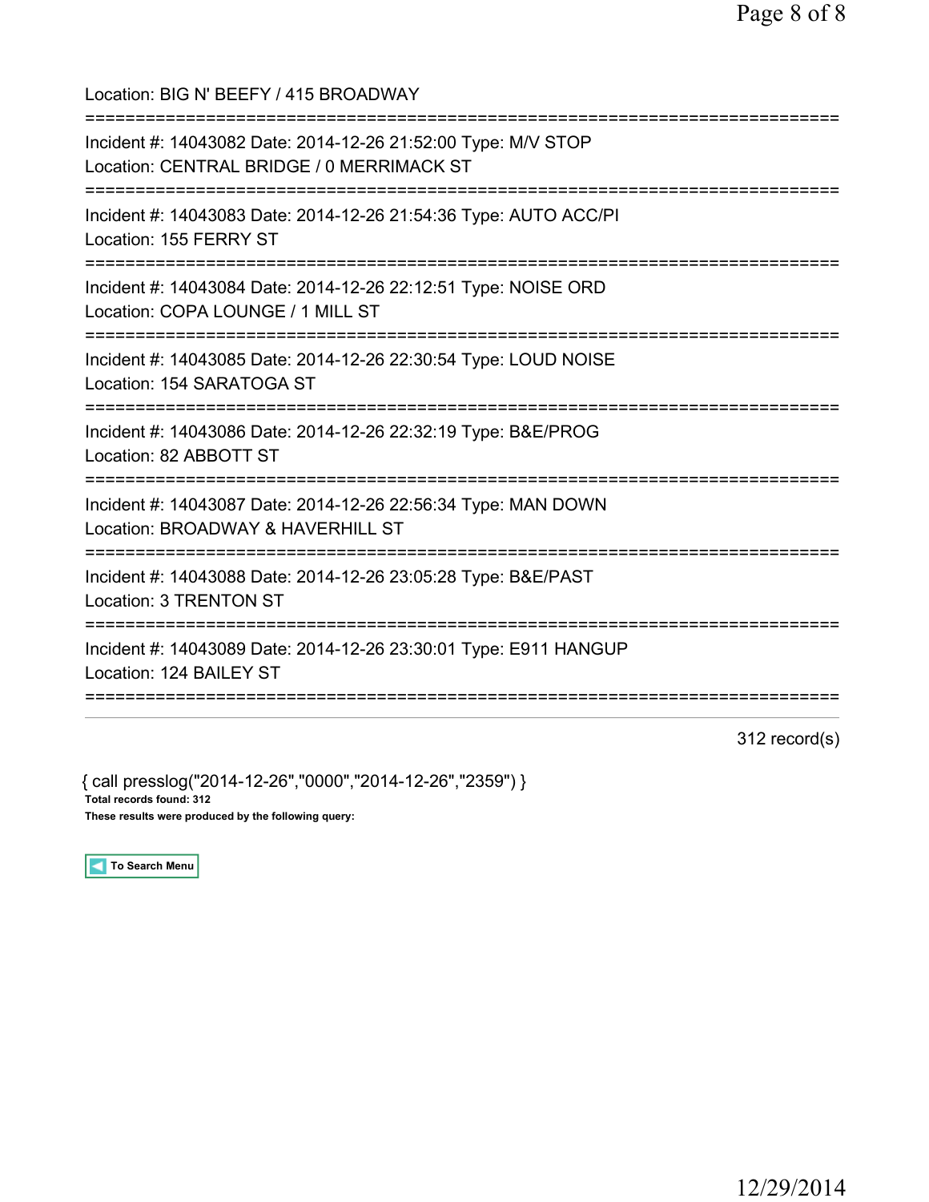Location: BIG N' BEEFY / 415 BROADWAY

===========================================================================

Incident #: 14043082 Date: 2014-12-26 21:52:00 Type: M/V STOP
Location: CENTRAL BRIDGE / 0 MERRIMACK ST

===========================================================================

Incident #: 14043083 Date: 2014-12-26 21:54:36 Type: AUTO ACC/PI
Location: 155 FERRY ST

===========================================================================

Incident #: 14043084 Date: 2014-12-26 22:12:51 Type: NOISE ORD
Location: COPA LOUNGE / 1 MILL ST

===========================================================================

Incident #: 14043085 Date: 2014-12-26 22:30:54 Type: LOUD NOISE
Location: 154 SARATOGA ST

===========================================================================

Incident #: 14043086 Date: 2014-12-26 22:32:19 Type: B&E/PROG
Location: 82 ABBOTT ST

===========================================================================

Incident #: 14043087 Date: 2014-12-26 22:56:34 Type: MAN DOWN
Location: BROADWAY & HAVERHILL ST

===========================================================================

Incident #: 14043088 Date: 2014-12-26 23:05:28 Type: B&E/PAST
Location: 3 TRENTON ST

===========================================================================

Incident #: 14043089 Date: 2014-12-26 23:30:01 Type: E911 HANGUP
Location: 124 BAILEY ST

===========================================================================

312 record(s)

{ call presslog("2014-12-26","0000","2014-12-26","2359") }

**Total records found: 312**

**These results were produced by the following query:**

To Search Menu